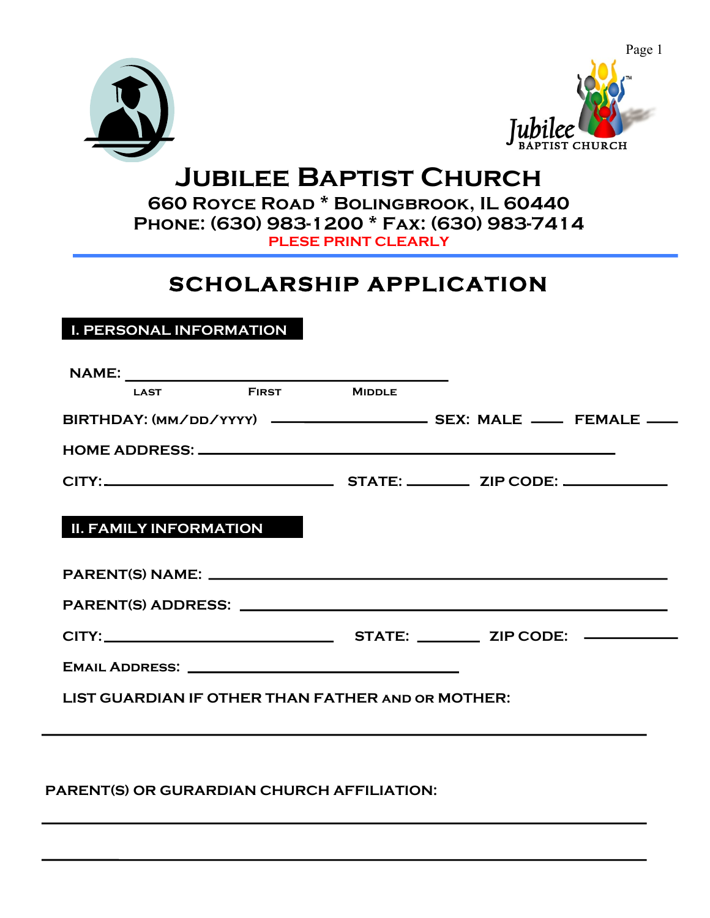Jubilee BAPTIST CHURCH

# JUBILEE BAPTIST CHURCH

**660 ROYCE ROAD * BOLINGBROOK, IL 60440**
**PHONE: (630) 983-1200 * FAX: (630) 983-7414**

**PLESE PRINT CLEARLY**

---

## SCHOLARSHIP APPLICATION

### I. PERSONAL INFORMATION

NAME: ______________________________________
LAST FIRST MIDDLE

BIRTHDAY: (MM/DD/YYYY) __________________ SEX: MALE ___ FEMALE ___

HOME ADDRESS: ______________________________________________

CITY: ____________________________ STATE: _______ ZIP CODE: ___________

### II. FAMILY INFORMATION

PARENT(S) NAME: ______________________________________________

PARENT(S) ADDRESS: ____________________________________________

CITY: ____________________________ STATE: _______ ZIP CODE: ___________

EMAIL ADDRESS: ________________________________

LIST GUARDIAN IF OTHER THAN FATHER AND OR MOTHER:

______________________________________________________________

PARENT(S) OR GURARDIAN CHURCH AFFILIATION:

______________________________________________________________

______________________________________________________________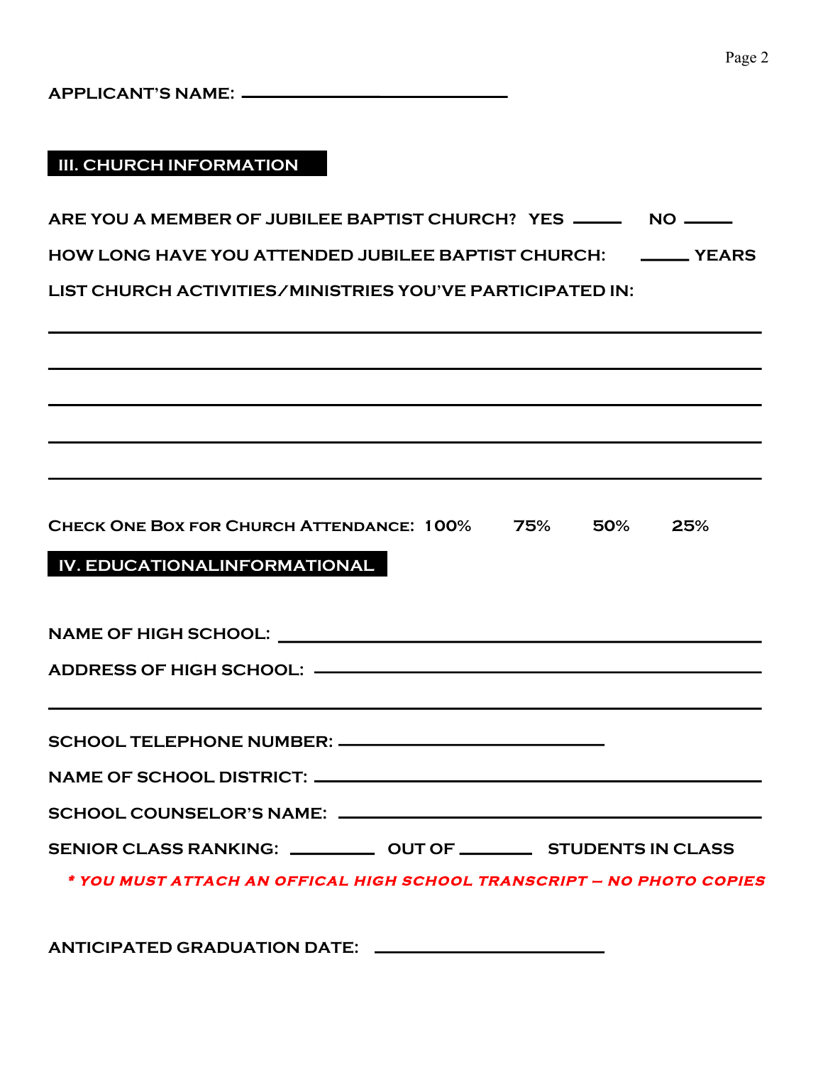**APPLICANT'S NAME:** ______________________________

## III. CHURCH INFORMATION

**ARE YOU A MEMBER OF JUBILEE BAPTIST CHURCH? YES _____ NO _____**

**HOW LONG HAVE YOU ATTENDED JUBILEE BAPTIST CHURCH: _____ YEARS**

**LIST CHURCH ACTIVITIES/MINISTRIES YOU'VE PARTICIPATED IN:**

________________________________________________________________________________

________________________________________________________________________________

________________________________________________________________________________

________________________________________________________________________________

________________________________________________________________________________

**CHECK ONE BOX FOR CHURCH ATTENDANCE: 100% 75% 50% 25%**

## IV. EDUCATIONALINFORMATIONAL

**NAME OF HIGH SCHOOL:** ______________________________________________

**ADDRESS OF HIGH SCHOOL:** ______________________________________________

________________________________________________________________________________

**SCHOOL TELEPHONE NUMBER:** ______________________________

**NAME OF SCHOOL DISTRICT:** ______________________________________________

**SCHOOL COUNSELOR'S NAME:** ______________________________________________

**SENIOR CLASS RANKING:** _________ **OUT OF** ________ **STUDENTS IN CLASS**

***\* YOU MUST ATTACH AN OFFICAL HIGH SCHOOL TRANSCRIPT – NO PHOTO COPIES***

**ANTICIPATED GRADUATION DATE:** ______________________________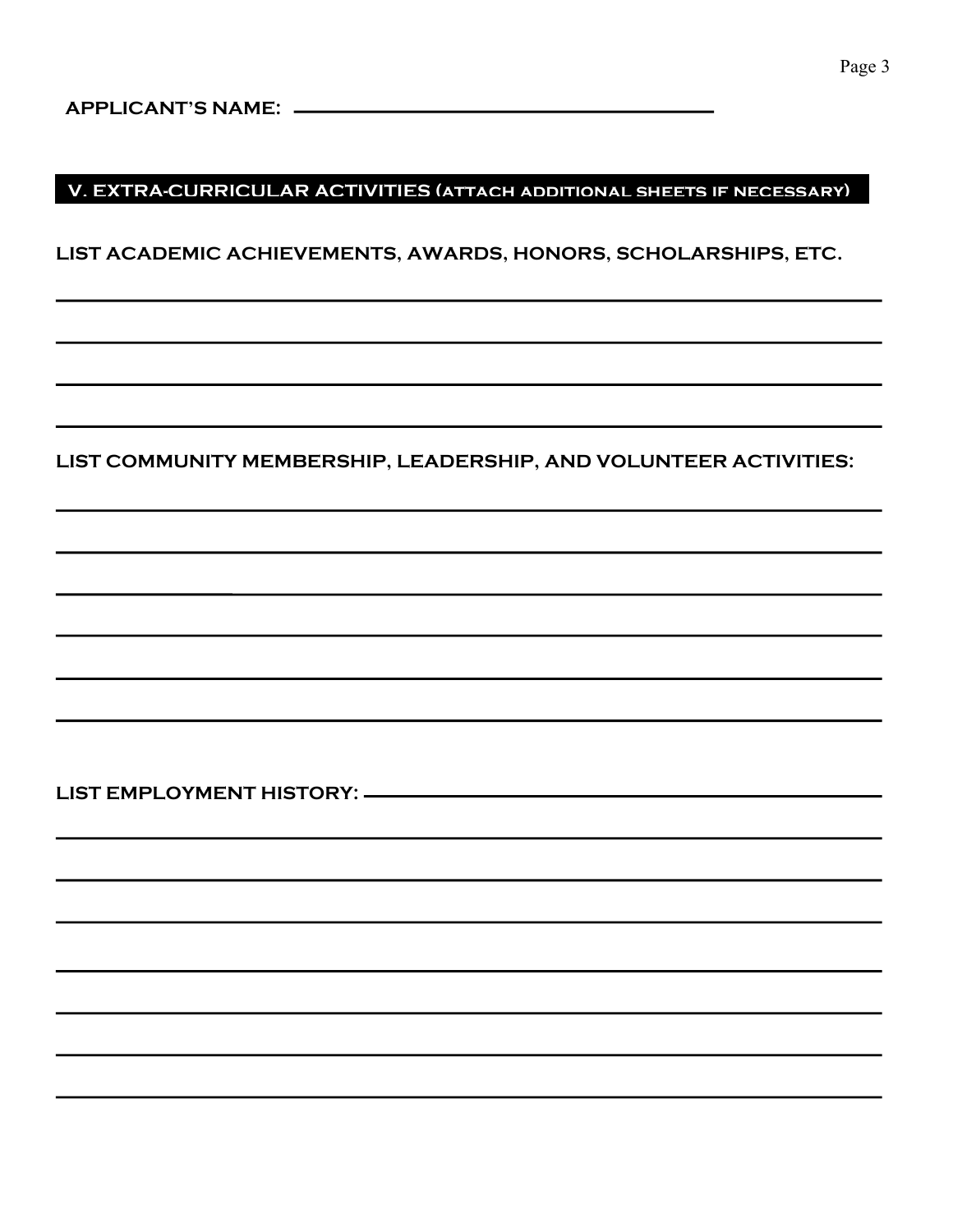**APPLICANT'S NAME:** \_\_\_\_\_\_\_\_\_\_\_\_\_\_\_\_\_\_\_\_\_\_\_\_\_\_\_\_\_\_\_\_\_\_\_\_\_\_\_\_

## V. EXTRA-CURRICULAR ACTIVITIES (ATTACH ADDITIONAL SHEETS IF NECESSARY)

**LIST ACADEMIC ACHIEVEMENTS, AWARDS, HONORS, SCHOLARSHIPS, ETC.**

\_\_\_\_\_\_\_\_\_\_\_\_\_\_\_\_\_\_\_\_\_\_\_\_\_\_\_\_\_\_\_\_\_\_\_\_\_\_\_\_\_\_\_\_\_\_\_\_\_\_\_\_\_\_\_\_\_\_\_\_\_\_\_\_\_\_\_\_\_\_\_\_

\_\_\_\_\_\_\_\_\_\_\_\_\_\_\_\_\_\_\_\_\_\_\_\_\_\_\_\_\_\_\_\_\_\_\_\_\_\_\_\_\_\_\_\_\_\_\_\_\_\_\_\_\_\_\_\_\_\_\_\_\_\_\_\_\_\_\_\_\_\_\_\_

\_\_\_\_\_\_\_\_\_\_\_\_\_\_\_\_\_\_\_\_\_\_\_\_\_\_\_\_\_\_\_\_\_\_\_\_\_\_\_\_\_\_\_\_\_\_\_\_\_\_\_\_\_\_\_\_\_\_\_\_\_\_\_\_\_\_\_\_\_\_\_\_

\_\_\_\_\_\_\_\_\_\_\_\_\_\_\_\_\_\_\_\_\_\_\_\_\_\_\_\_\_\_\_\_\_\_\_\_\_\_\_\_\_\_\_\_\_\_\_\_\_\_\_\_\_\_\_\_\_\_\_\_\_\_\_\_\_\_\_\_\_\_\_\_

**LIST COMMUNITY MEMBERSHIP, LEADERSHIP, AND VOLUNTEER ACTIVITIES:**

\_\_\_\_\_\_\_\_\_\_\_\_\_\_\_\_\_\_\_\_\_\_\_\_\_\_\_\_\_\_\_\_\_\_\_\_\_\_\_\_\_\_\_\_\_\_\_\_\_\_\_\_\_\_\_\_\_\_\_\_\_\_\_\_\_\_\_\_\_\_\_\_

\_\_\_\_\_\_\_\_\_\_\_\_\_\_\_\_\_\_\_\_\_\_\_\_\_\_\_\_\_\_\_\_\_\_\_\_\_\_\_\_\_\_\_\_\_\_\_\_\_\_\_\_\_\_\_\_\_\_\_\_\_\_\_\_\_\_\_\_\_\_\_\_

\_\_\_\_\_\_\_\_\_\_\_\_\_\_\_\_\_\_\_\_\_\_\_\_\_\_\_\_\_\_\_\_\_\_\_\_\_\_\_\_\_\_\_\_\_\_\_\_\_\_\_\_\_\_\_\_\_\_\_\_\_\_\_\_\_\_\_\_\_\_\_\_

\_\_\_\_\_\_\_\_\_\_\_\_\_\_\_\_\_\_\_\_\_\_\_\_\_\_\_\_\_\_\_\_\_\_\_\_\_\_\_\_\_\_\_\_\_\_\_\_\_\_\_\_\_\_\_\_\_\_\_\_\_\_\_\_\_\_\_\_\_\_\_\_

\_\_\_\_\_\_\_\_\_\_\_\_\_\_\_\_\_\_\_\_\_\_\_\_\_\_\_\_\_\_\_\_\_\_\_\_\_\_\_\_\_\_\_\_\_\_\_\_\_\_\_\_\_\_\_\_\_\_\_\_\_\_\_\_\_\_\_\_\_\_\_\_

\_\_\_\_\_\_\_\_\_\_\_\_\_\_\_\_\_\_\_\_\_\_\_\_\_\_\_\_\_\_\_\_\_\_\_\_\_\_\_\_\_\_\_\_\_\_\_\_\_\_\_\_\_\_\_\_\_\_\_\_\_\_\_\_\_\_\_\_\_\_\_\_

**LIST EMPLOYMENT HISTORY:** \_\_\_\_\_\_\_\_\_\_\_\_\_\_\_\_\_\_\_\_\_\_\_\_\_\_\_\_\_\_\_\_\_\_\_\_\_\_\_\_\_\_\_\_\_\_\_\_

\_\_\_\_\_\_\_\_\_\_\_\_\_\_\_\_\_\_\_\_\_\_\_\_\_\_\_\_\_\_\_\_\_\_\_\_\_\_\_\_\_\_\_\_\_\_\_\_\_\_\_\_\_\_\_\_\_\_\_\_\_\_\_\_\_\_\_\_\_\_\_\_

\_\_\_\_\_\_\_\_\_\_\_\_\_\_\_\_\_\_\_\_\_\_\_\_\_\_\_\_\_\_\_\_\_\_\_\_\_\_\_\_\_\_\_\_\_\_\_\_\_\_\_\_\_\_\_\_\_\_\_\_\_\_\_\_\_\_\_\_\_\_\_\_

\_\_\_\_\_\_\_\_\_\_\_\_\_\_\_\_\_\_\_\_\_\_\_\_\_\_\_\_\_\_\_\_\_\_\_\_\_\_\_\_\_\_\_\_\_\_\_\_\_\_\_\_\_\_\_\_\_\_\_\_\_\_\_\_\_\_\_\_\_\_\_\_

\_\_\_\_\_\_\_\_\_\_\_\_\_\_\_\_\_\_\_\_\_\_\_\_\_\_\_\_\_\_\_\_\_\_\_\_\_\_\_\_\_\_\_\_\_\_\_\_\_\_\_\_\_\_\_\_\_\_\_\_\_\_\_\_\_\_\_\_\_\_\_\_

\_\_\_\_\_\_\_\_\_\_\_\_\_\_\_\_\_\_\_\_\_\_\_\_\_\_\_\_\_\_\_\_\_\_\_\_\_\_\_\_\_\_\_\_\_\_\_\_\_\_\_\_\_\_\_\_\_\_\_\_\_\_\_\_\_\_\_\_\_\_\_\_

\_\_\_\_\_\_\_\_\_\_\_\_\_\_\_\_\_\_\_\_\_\_\_\_\_\_\_\_\_\_\_\_\_\_\_\_\_\_\_\_\_\_\_\_\_\_\_\_\_\_\_\_\_\_\_\_\_\_\_\_\_\_\_\_\_\_\_\_\_\_\_\_

\_\_\_\_\_\_\_\_\_\_\_\_\_\_\_\_\_\_\_\_\_\_\_\_\_\_\_\_\_\_\_\_\_\_\_\_\_\_\_\_\_\_\_\_\_\_\_\_\_\_\_\_\_\_\_\_\_\_\_\_\_\_\_\_\_\_\_\_\_\_\_\_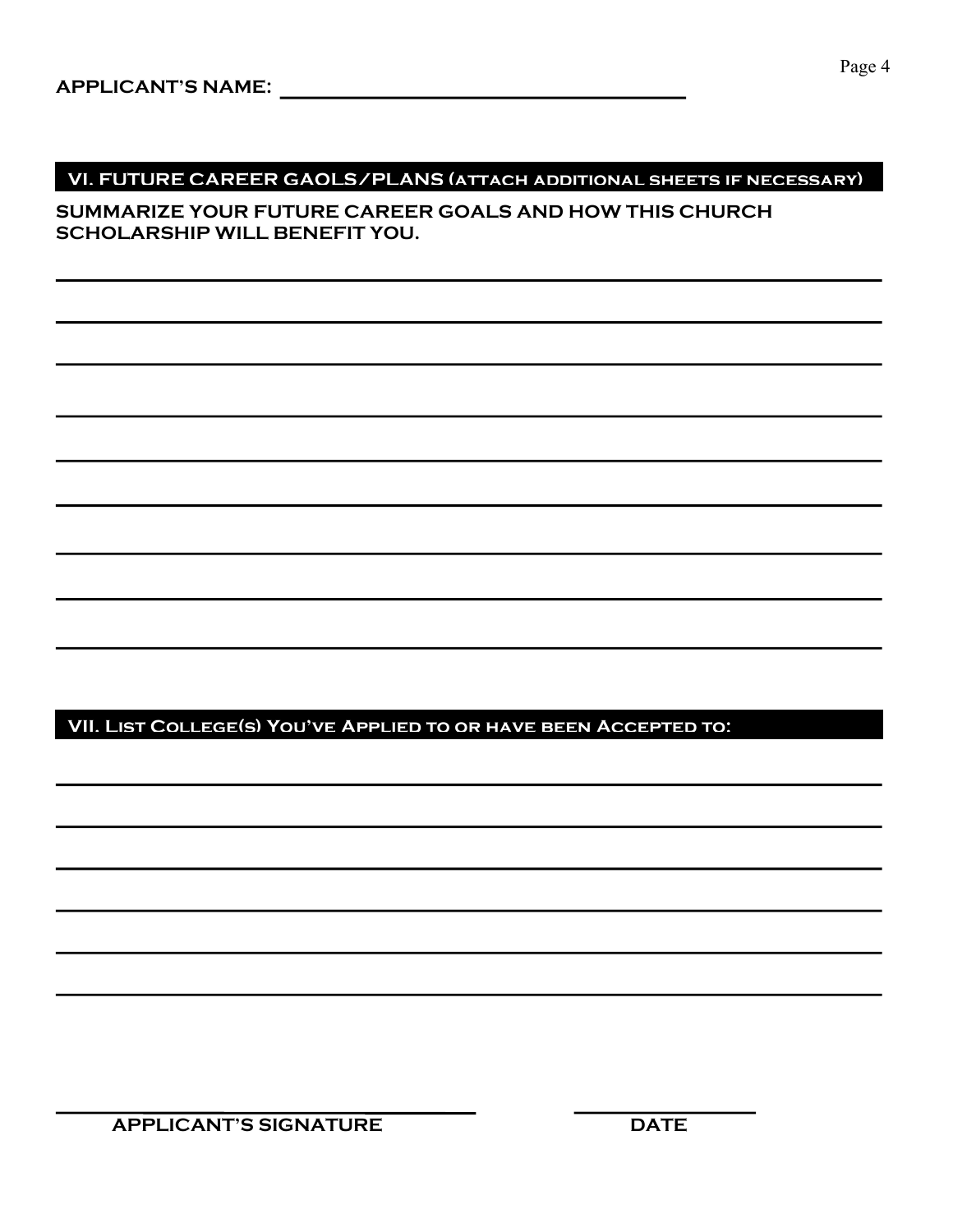**APPLICANT'S NAME:** ______________________________

## VI. FUTURE CAREER GAOLS/PLANS (attach additional sheets if necessary)

**SUMMARIZE YOUR FUTURE CAREER GOALS AND HOW THIS CHURCH SCHOLARSHIP WILL BENEFIT YOU.**

______________________________________________________________________

______________________________________________________________________

______________________________________________________________________

______________________________________________________________________

______________________________________________________________________

______________________________________________________________________

______________________________________________________________________

______________________________________________________________________

______________________________________________________________________

## VII. List College(s) You've Applied to or have been Accepted to:

______________________________________________________________________

______________________________________________________________________

______________________________________________________________________

______________________________________________________________________

______________________________________________________________________

______________________________________________________________________

______________________________ ________________

**APPLICANT'S SIGNATURE** **DATE**